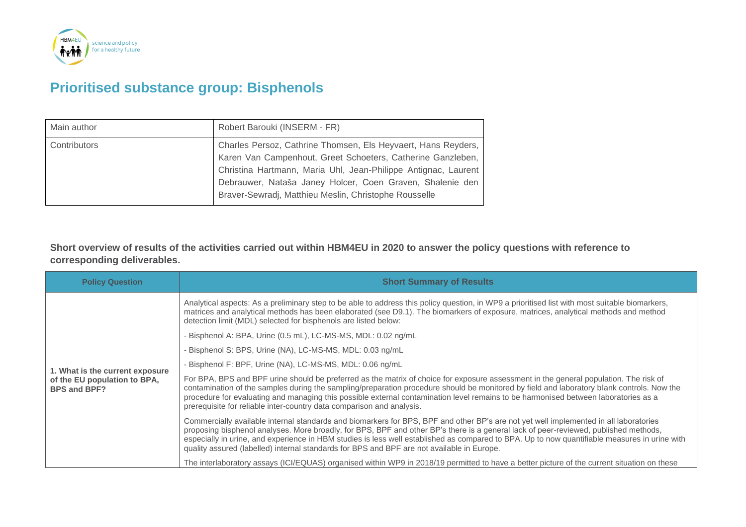# Prioritised substance group: Bisphenols

| Main author | Robert Barouki (INSERM - FR) |
|---|---|
| Contributors | Charles Persoz, Cathrine Thomsen, Els Heyvaert, Hans Reyders, Karen Van Campenhout, Greet Schoeters, Catherine Ganzleben, Christina Hartmann, Maria Uhl, Jean-Philippe Antignac, Laurent Debrauwer, Nataša Janey Holcer, Coen Graven, Shalenie den Braver-Sewradj, Matthieu Meslin, Christophe Rousselle |

**Short overview of results of the activities carried out within HBM4EU in 2020 to answer the policy questions with reference to corresponding deliverables.**

| Policy Question | Short Summary of Results |
|---|---|
| **1. What is the current exposure of the EU population to BPA, BPS and BPF?** | Analytical aspects: As a preliminary step to be able to address this policy question, in WP9 a prioritised list with most suitable biomarkers, matrices and analytical methods has been elaborated (see D9.1). The biomarkers of exposure, matrices, analytical methods and method detection limit (MDL) selected for bisphenols are listed below:<br>- Bisphenol A: BPA, Urine (0.5 mL), LC-MS-MS, MDL: 0.02 ng/mL<br>- Bisphenol S: BPS, Urine (NA), LC-MS-MS, MDL: 0.03 ng/mL<br>- Bisphenol F: BPF, Urine (NA), LC-MS-MS, MDL: 0.06 ng/mL<br>For BPA, BPS and BPF urine should be preferred as the matrix of choice for exposure assessment in the general population. The risk of contamination of the samples during the sampling/preparation procedure should be monitored by field and laboratory blank controls. Now the procedure for evaluating and managing this possible external contamination level remains to be harmonised between laboratories as a prerequisite for reliable inter-country data comparison and analysis.<br>Commercially available internal standards and biomarkers for BPS, BPF and other BP's are not yet well implemented in all laboratories proposing bisphenol analyses. More broadly, for BPS, BPF and other BP's there is a general lack of peer-reviewed, published methods, especially in urine, and experience in HBM studies is less well established as compared to BPA. Up to now quantifiable measures in urine with quality assured (labelled) internal standards for BPS and BPF are not available in Europe.<br>The interlaboratory assays (ICI/EQUAS) organised within WP9 in 2018/19 permitted to have a better picture of the current situation on these |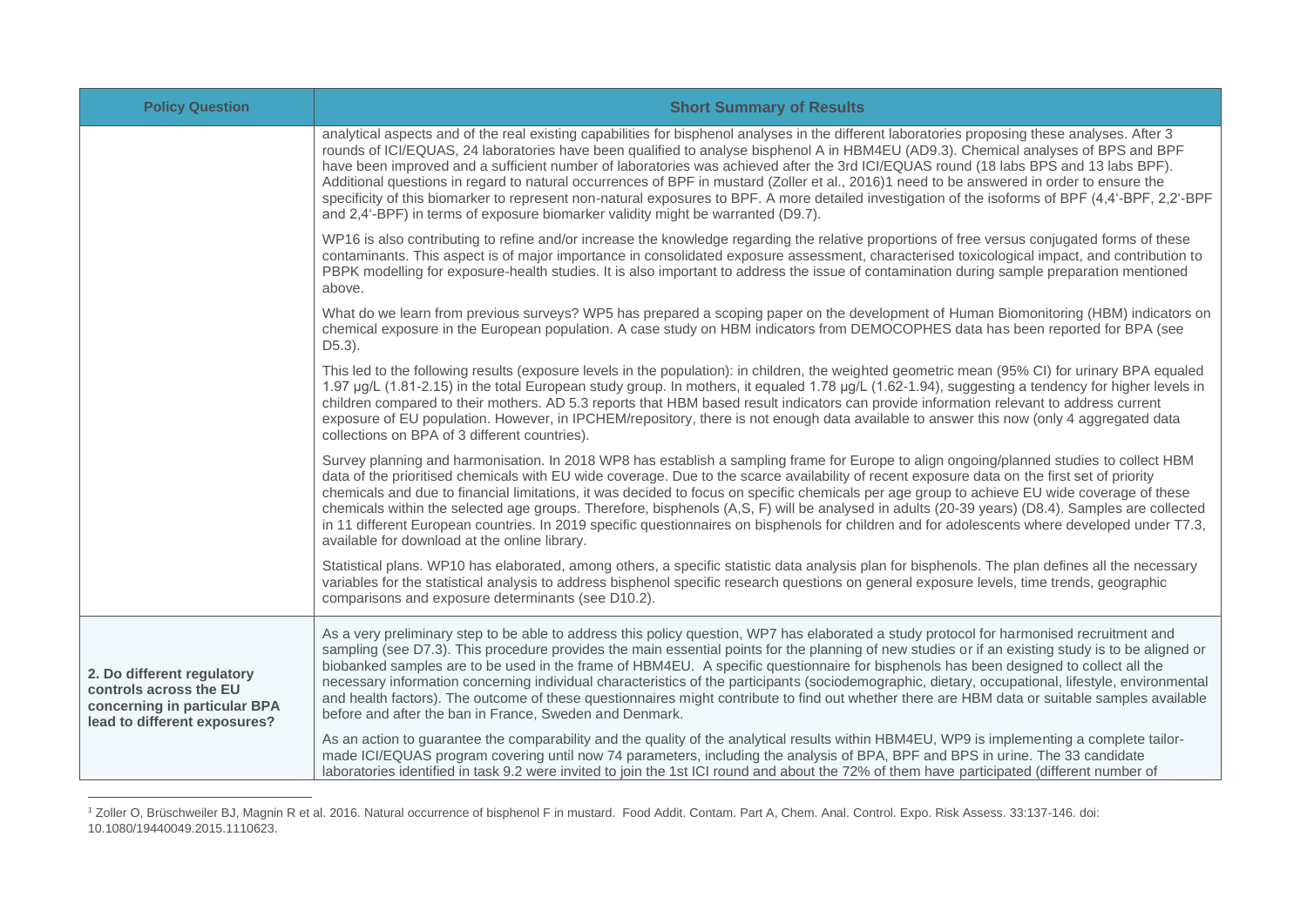| Policy Question | Short Summary of Results |
|---|---|
| | analytical aspects and of the real existing capabilities for bisphenol analyses in the different laboratories proposing these analyses. After 3 rounds of ICI/EQUAS, 24 laboratories have been qualified to analyse bisphenol A in HBM4EU (AD9.3). Chemical analyses of BPS and BPF have been improved and a sufficient number of laboratories was achieved after the 3rd ICI/EQUAS round (18 labs BPS and 13 labs BPF). Additional questions in regard to natural occurrences of BPF in mustard (Zoller et al., 2016)[1] need to be answered in order to ensure the specificity of this biomarker to represent non-natural exposures to BPF. A more detailed investigation of the isoforms of BPF (4,4'-BPF, 2,2'-BPF and 2,4'-BPF) in terms of exposure biomarker validity might be warranted (D9.7).<br><br>WP16 is also contributing to refine and/or increase the knowledge regarding the relative proportions of free versus conjugated forms of these contaminants. This aspect is of major importance in consolidated exposure assessment, characterised toxicological impact, and contribution to PBPK modelling for exposure-health studies. It is also important to address the issue of contamination during sample preparation mentioned above.<br><br>What do we learn from previous surveys? WP5 has prepared a scoping paper on the development of Human Biomonitoring (HBM) indicators on chemical exposure in the European population. A case study on HBM indicators from DEMOCOPHES data has been reported for BPA (see D5.3).<br><br>This led to the following results (exposure levels in the population): in children, the weighted geometric mean (95% CI) for urinary BPA equaled 1.97 µg/L (1.81-2.15) in the total European study group. In mothers, it equaled 1.78 µg/L (1.62-1.94), suggesting a tendency for higher levels in children compared to their mothers. AD 5.3 reports that HBM based result indicators can provide information relevant to address current exposure of EU population. However, in IPCHEM/repository, there is not enough data available to answer this now (only 4 aggregated data collections on BPA of 3 different countries).<br><br>Survey planning and harmonisation. In 2018 WP8 has establish a sampling frame for Europe to align ongoing/planned studies to collect HBM data of the prioritised chemicals with EU wide coverage. Due to the scarce availability of recent exposure data on the first set of priority chemicals and due to financial limitations, it was decided to focus on specific chemicals per age group to achieve EU wide coverage of these chemicals within the selected age groups. Therefore, bisphenols (A,S, F) will be analysed in adults (20-39 years) (D8.4). Samples are collected in 11 different European countries. In 2019 specific questionnaires on bisphenols for children and for adolescents where developed under T7.3, available for download at the online library.<br><br>Statistical plans. WP10 has elaborated, among others, a specific statistic data analysis plan for bisphenols. The plan defines all the necessary variables for the statistical analysis to address bisphenol specific research questions on general exposure levels, time trends, geographic comparisons and exposure determinants (see D10.2). |
| **2. Do different regulatory controls across the EU concerning in particular BPA lead to different exposures?** | As a very preliminary step to be able to address this policy question, WP7 has elaborated a study protocol for harmonised recruitment and sampling (see D7.3). This procedure provides the main essential points for the planning of new studies or if an existing study is to be aligned or biobanked samples are to be used in the frame of HBM4EU. A specific questionnaire for bisphenols has been designed to collect all the necessary information concerning individual characteristics of the participants (sociodemographic, dietary, occupational, lifestyle, environmental and health factors). The outcome of these questionnaires might contribute to find out whether there are HBM data or suitable samples available before and after the ban in France, Sweden and Denmark.<br><br>As an action to guarantee the comparability and the quality of the analytical results within HBM4EU, WP9 is implementing a complete tailor-made ICI/EQUAS program covering until now 74 parameters, including the analysis of BPA, BPF and BPS in urine. The 33 candidate laboratories identified in task 9.2 were invited to join the 1st ICI round and about the 72% of them have participated (different number of |

[1] Zoller O, Brüschweiler BJ, Magnin R et al. 2016. Natural occurrence of bisphenol F in mustard. Food Addit. Contam. Part A, Chem. Anal. Control. Expo. Risk Assess. 33:137-146. doi: 10.1080/19440049.2015.1110623.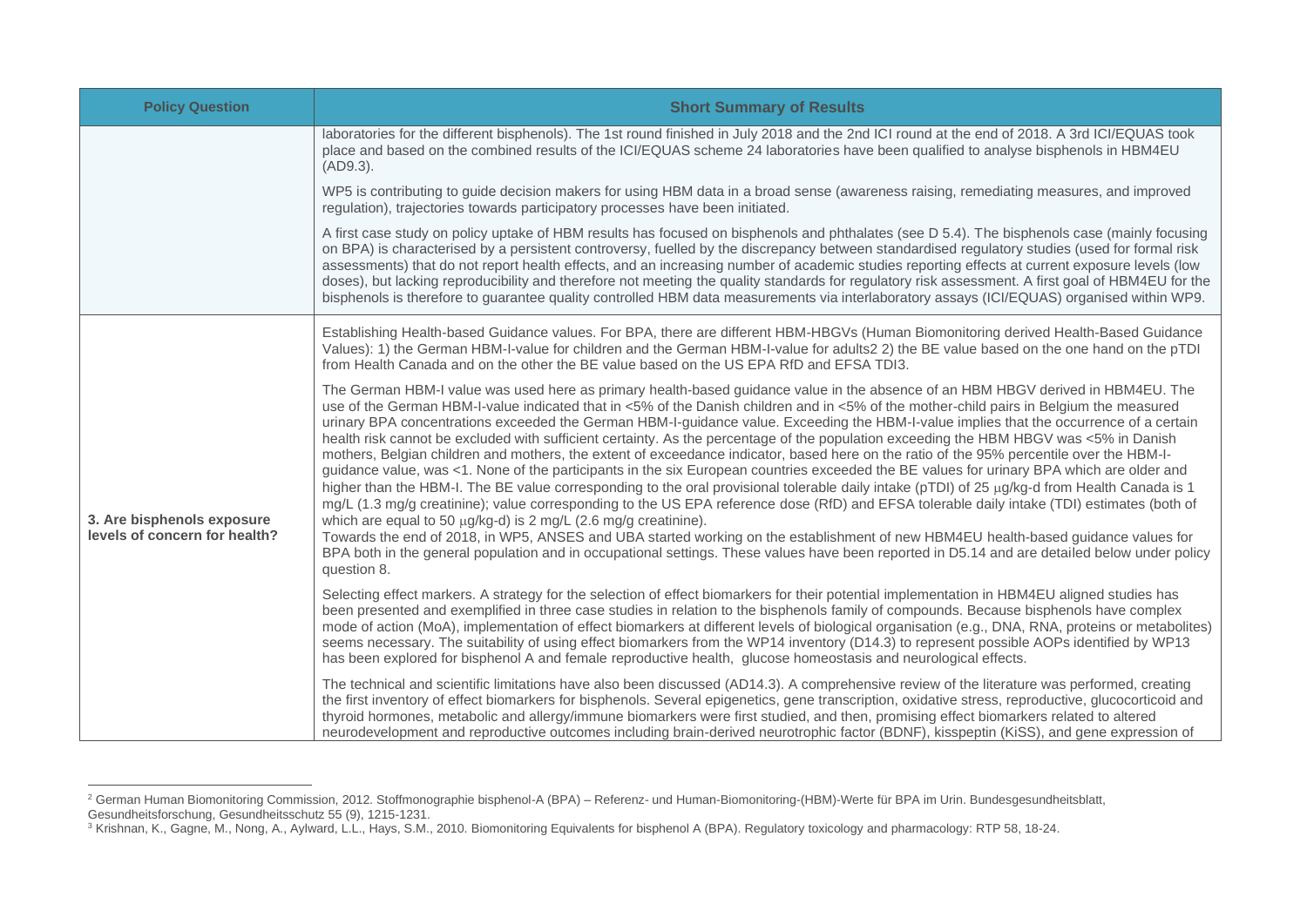| Policy Question | Short Summary of Results |
|---|---|
| | laboratories for the different bisphenols). The 1st round finished in July 2018 and the 2nd ICI round at the end of 2018. A 3rd ICI/EQUAS took place and based on the combined results of the ICI/EQUAS scheme 24 laboratories have been qualified to analyse bisphenols in HBM4EU (AD9.3).<br><br>WP5 is contributing to guide decision makers for using HBM data in a broad sense (awareness raising, remediating measures, and improved regulation), trajectories towards participatory processes have been initiated.<br><br>A first case study on policy uptake of HBM results has focused on bisphenols and phthalates (see D 5.4). The bisphenols case (mainly focusing on BPA) is characterised by a persistent controversy, fuelled by the discrepancy between standardised regulatory studies (used for formal risk assessments) that do not report health effects, and an increasing number of academic studies reporting effects at current exposure levels (low doses), but lacking reproducibility and therefore not meeting the quality standards for regulatory risk assessment. A first goal of HBM4EU for the bisphenols is therefore to guarantee quality controlled HBM data measurements via interlaboratory assays (ICI/EQUAS) organised within WP9. |
| **3. Are bisphenols exposure levels of concern for health?** | Establishing Health-based Guidance values. For BPA, there are different HBM-HBGVs (Human Biomonitoring derived Health-Based Guidance Values): 1) the German HBM-I-value for children and the German HBM-I-value for adults[2] 2) the BE value based on the one hand on the pTDI from Health Canada and on the other the BE value based on the US EPA RfD and EFSA TDI[3].<br><br>The German HBM-I value was used here as primary health-based guidance value in the absence of an HBM HBGV derived in HBM4EU. The use of the German HBM-I-value indicated that in <5% of the Danish children and in <5% of the mother-child pairs in Belgium the measured urinary BPA concentrations exceeded the German HBM-I-guidance value. Exceeding the HBM-I-value implies that the occurrence of a certain health risk cannot be excluded with sufficient certainty. As the percentage of the population exceeding the HBM HBGV was <5% in Danish mothers, Belgian children and mothers, the extent of exceedance indicator, based here on the ratio of the 95% percentile over the HBM-I-guidance value, was <1. None of the participants in the six European countries exceeded the BE values for urinary BPA which are older and higher than the HBM-I. The BE value corresponding to the oral provisional tolerable daily intake (pTDI) of 25 µg/kg-d from Health Canada is 1 mg/L (1.3 mg/g creatinine); value corresponding to the US EPA reference dose (RfD) and EFSA tolerable daily intake (TDI) estimates (both of which are equal to 50 µg/kg-d) is 2 mg/L (2.6 mg/g creatinine).<br>Towards the end of 2018, in WP5, ANSES and UBA started working on the establishment of new HBM4EU health-based guidance values for BPA both in the general population and in occupational settings. These values have been reported in D5.14 and are detailed below under policy question 8.<br><br>Selecting effect markers. A strategy for the selection of effect biomarkers for their potential implementation in HBM4EU aligned studies has been presented and exemplified in three case studies in relation to the bisphenols family of compounds. Because bisphenols have complex mode of action (MoA), implementation of effect biomarkers at different levels of biological organisation (e.g., DNA, RNA, proteins or metabolites) seems necessary. The suitability of using effect biomarkers from the WP14 inventory (D14.3) to represent possible AOPs identified by WP13 has been explored for bisphenol A and female reproductive health, glucose homeostasis and neurological effects.<br><br>The technical and scientific limitations have also been discussed (AD14.3). A comprehensive review of the literature was performed, creating the first inventory of effect biomarkers for bisphenols. Several epigenetics, gene transcription, oxidative stress, reproductive, glucocorticoid and thyroid hormones, metabolic and allergy/immune biomarkers were first studied, and then, promising effect biomarkers related to altered neurodevelopment and reproductive outcomes including brain-derived neurotrophic factor (BDNF), kisspeptin (KiSS), and gene expression of |

[2] German Human Biomonitoring Commission, 2012. Stoffmonographie bisphenol-A (BPA) – Referenz- und Human-Biomonitoring-(HBM)-Werte für BPA im Urin. Bundesgesundheitsblatt, Gesundheitsforschung, Gesundheitsschutz 55 (9), 1215-1231.

[3] Krishnan, K., Gagne, M., Nong, A., Aylward, L.L., Hays, S.M., 2010. Biomonitoring Equivalents for bisphenol A (BPA). Regulatory toxicology and pharmacology: RTP 58, 18-24.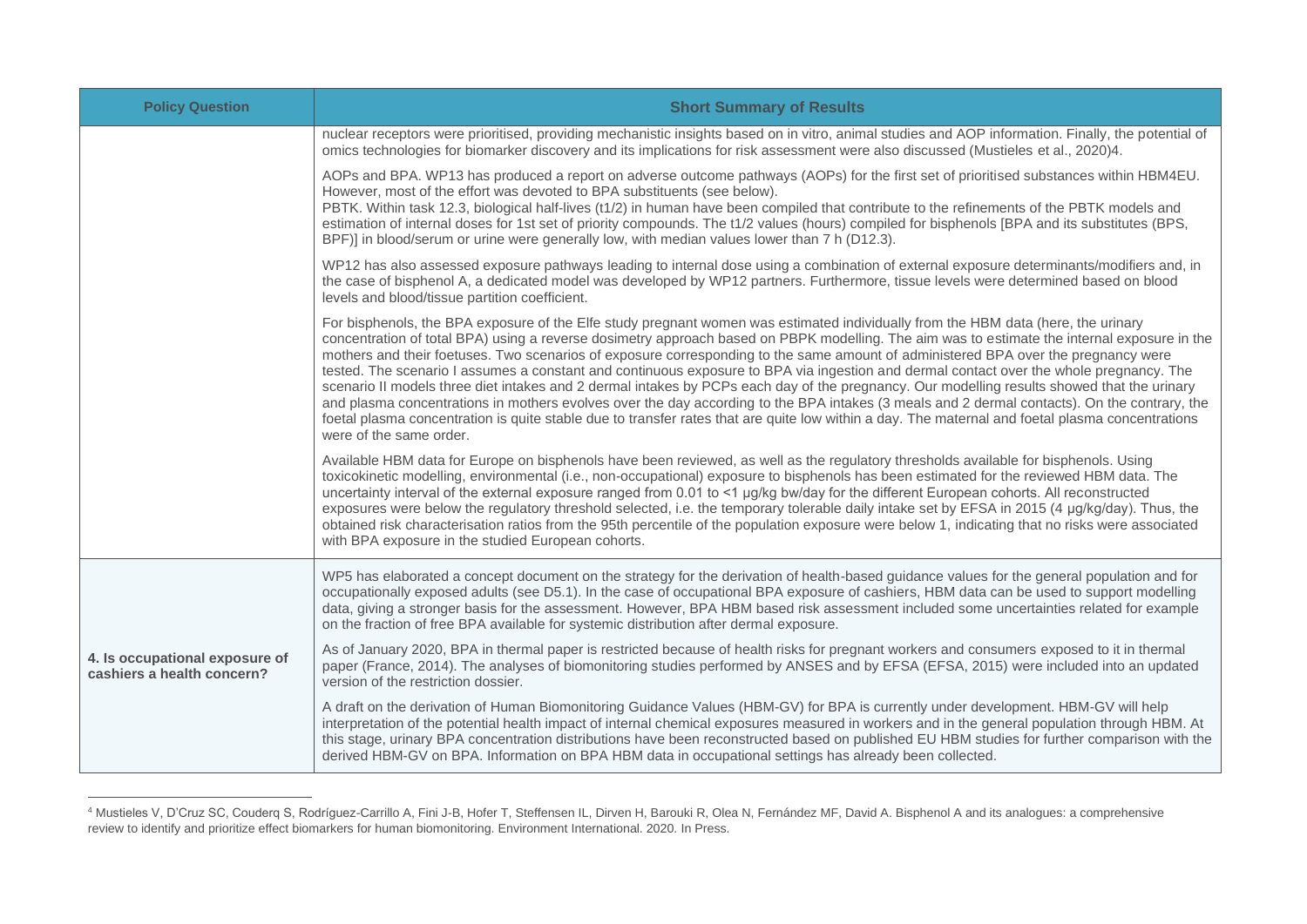| Policy Question | Short Summary of Results |
|---|---|
| | nuclear receptors were prioritised, providing mechanistic insights based on in vitro, animal studies and AOP information. Finally, the potential of omics technologies for biomarker discovery and its implications for risk assessment were also discussed (Mustieles et al., 2020)[4].<br><br>AOPs and BPA. WP13 has produced a report on adverse outcome pathways (AOPs) for the first set of prioritised substances within HBM4EU. However, most of the effort was devoted to BPA substituents (see below).<br>PBTK. Within task 12.3, biological half-lives ($t_{1/2}$) in human have been compiled that contribute to the refinements of the PBTK models and estimation of internal doses for 1st set of priority compounds. The $t_{1/2}$ values (hours) compiled for bisphenols [BPA and its substitutes (BPS, BPF)] in blood/serum or urine were generally low, with median values lower than 7 h (D12.3).<br><br>WP12 has also assessed exposure pathways leading to internal dose using a combination of external exposure determinants/modifiers and, in the case of bisphenol A, a dedicated model was developed by WP12 partners. Furthermore, tissue levels were determined based on blood levels and blood/tissue partition coefficient.<br><br>For bisphenols, the BPA exposure of the Elfe study pregnant women was estimated individually from the HBM data (here, the urinary concentration of total BPA) using a reverse dosimetry approach based on PBPK modelling. The aim was to estimate the internal exposure in the mothers and their foetuses. Two scenarios of exposure corresponding to the same amount of administered BPA over the pregnancy were tested. The scenario I assumes a constant and continuous exposure to BPA via ingestion and dermal contact over the whole pregnancy. The scenario II models three diet intakes and 2 dermal intakes by PCPs each day of the pregnancy. Our modelling results showed that the urinary and plasma concentrations in mothers evolves over the day according to the BPA intakes (3 meals and 2 dermal contacts). On the contrary, the foetal plasma concentration is quite stable due to transfer rates that are quite low within a day. The maternal and foetal plasma concentrations were of the same order.<br><br>Available HBM data for Europe on bisphenols have been reviewed, as well as the regulatory thresholds available for bisphenols. Using toxicokinetic modelling, environmental (i.e., non-occupational) exposure to bisphenols has been estimated for the reviewed HBM data. The uncertainty interval of the external exposure ranged from 0.01 to <1 µg/kg bw/day for the different European cohorts. All reconstructed exposures were below the regulatory threshold selected, i.e. the temporary tolerable daily intake set by EFSA in 2015 (4 µg/kg/day). Thus, the obtained risk characterisation ratios from the 95th percentile of the population exposure were below 1, indicating that no risks were associated with BPA exposure in the studied European cohorts. |
| **4. Is occupational exposure of cashiers a health concern?** | WP5 has elaborated a concept document on the strategy for the derivation of health-based guidance values for the general population and for occupationally exposed adults (see D5.1). In the case of occupational BPA exposure of cashiers, HBM data can be used to support modelling data, giving a stronger basis for the assessment. However, BPA HBM based risk assessment included some uncertainties related for example on the fraction of free BPA available for systemic distribution after dermal exposure.<br><br>As of January 2020, BPA in thermal paper is restricted because of health risks for pregnant workers and consumers exposed to it in thermal paper (France, 2014). The analyses of biomonitoring studies performed by ANSES and by EFSA (EFSA, 2015) were included into an updated version of the restriction dossier.<br><br>A draft on the derivation of Human Biomonitoring Guidance Values (HBM-GV) for BPA is currently under development. HBM-GV will help interpretation of the potential health impact of internal chemical exposures measured in workers and in the general population through HBM. At this stage, urinary BPA concentration distributions have been reconstructed based on published EU HBM studies for further comparison with the derived HBM-GV on BPA. Information on BPA HBM data in occupational settings has already been collected. |

[4] Mustieles V, D'Cruz SC, Couderq S, Rodríguez-Carrillo A, Fini J-B, Hofer T, Steffensen IL, Dirven H, Barouki R, Olea N, Fernández MF, David A. Bisphenol A and its analogues: a comprehensive review to identify and prioritize effect biomarkers for human biomonitoring. Environment International. 2020. In Press.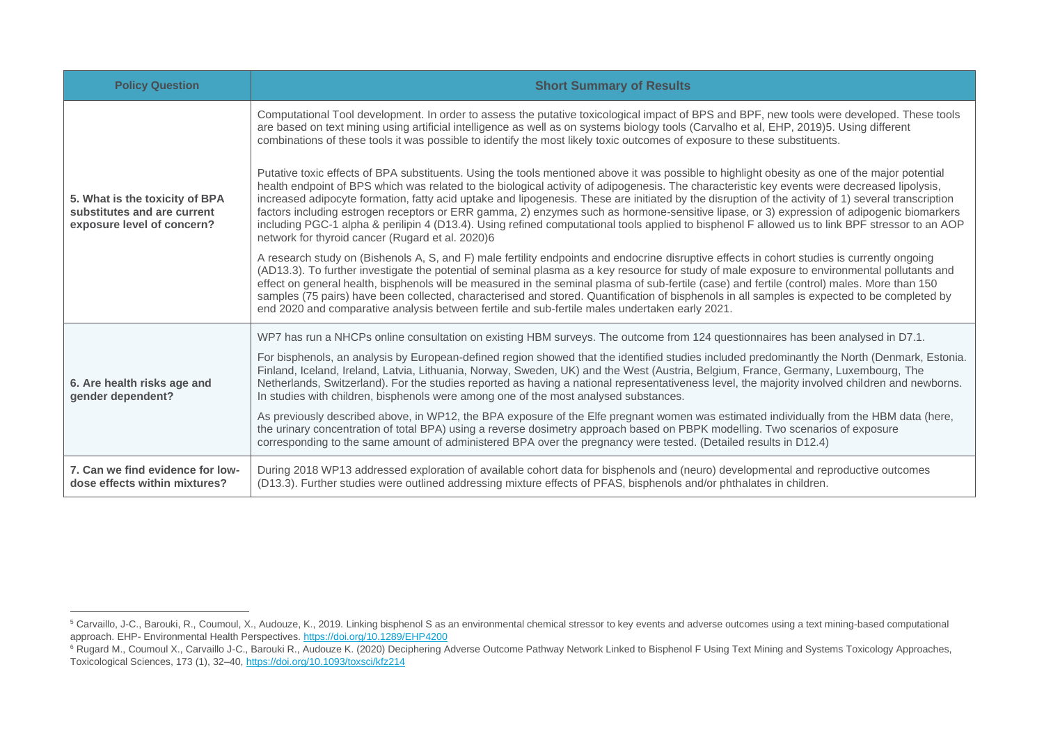| Policy Question | Short Summary of Results |
|---|---|
| 5. What is the toxicity of BPA substitutes and are current exposure level of concern? | Computational Tool development. In order to assess the putative toxicological impact of BPS and BPF, new tools were developed. These tools are based on text mining using artificial intelligence as well as on systems biology tools (Carvalho et al, EHP, 2019)[5]. Using different combinations of these tools it was possible to identify the most likely toxic outcomes of exposure to these substituents.<br><br>Putative toxic effects of BPA substituents. Using the tools mentioned above it was possible to highlight obesity as one of the major potential health endpoint of BPS which was related to the biological activity of adipogenesis. The characteristic key events were decreased lipolysis, increased adipocyte formation, fatty acid uptake and lipogenesis. These are initiated by the disruption of the activity of 1) several transcription factors including estrogen receptors or ERR gamma, 2) enzymes such as hormone-sensitive lipase, or 3) expression of adipogenic biomarkers including PGC-1 alpha & perilipin 4 (D13.4). Using refined computational tools applied to bisphenol F allowed us to link BPF stressor to an AOP network for thyroid cancer (Rugard et al. 2020)[6]<br><br>A research study on (Bishenols A, S, and F) male fertility endpoints and endocrine disruptive effects in cohort studies is currently ongoing (AD13.3). To further investigate the potential of seminal plasma as a key resource for study of male exposure to environmental pollutants and effect on general health, bisphenols will be measured in the seminal plasma of sub-fertile (case) and fertile (control) males. More than 150 samples (75 pairs) have been collected, characterised and stored. Quantification of bisphenols in all samples is expected to be completed by end 2020 and comparative analysis between fertile and sub-fertile males undertaken early 2021. |
| 6. Are health risks age and gender dependent? | WP7 has run a NHCPs online consultation on existing HBM surveys. The outcome from 124 questionnaires has been analysed in D7.1.<br><br>For bisphenols, an analysis by European-defined region showed that the identified studies included predominantly the North (Denmark, Estonia. Finland, Iceland, Ireland, Latvia, Lithuania, Norway, Sweden, UK) and the West (Austria, Belgium, France, Germany, Luxembourg, The Netherlands, Switzerland). For the studies reported as having a national representativeness level, the majority involved children and newborns. In studies with children, bisphenols were among one of the most analysed substances.<br><br>As previously described above, in WP12, the BPA exposure of the Elfe pregnant women was estimated individually from the HBM data (here, the urinary concentration of total BPA) using a reverse dosimetry approach based on PBPK modelling. Two scenarios of exposure corresponding to the same amount of administered BPA over the pregnancy were tested. (Detailed results in D12.4) |
| 7. Can we find evidence for low-dose effects within mixtures? | During 2018 WP13 addressed exploration of available cohort data for bisphenols and (neuro) developmental and reproductive outcomes (D13.3). Further studies were outlined addressing mixture effects of PFAS, bisphenols and/or phthalates in children. |

[5] Carvaillo, J-C., Barouki, R., Coumoul, X., Audouze, K., 2019. Linking bisphenol S as an environmental chemical stressor to key events and adverse outcomes using a text mining-based computational approach. EHP- Environmental Health Perspectives. https://doi.org/10.1289/EHP4200

[6] Rugard M., Coumoul X., Carvaillo J-C., Barouki R., Audouze K. (2020) Deciphering Adverse Outcome Pathway Network Linked to Bisphenol F Using Text Mining and Systems Toxicology Approaches, Toxicological Sciences, 173 (1), 32–40, https://doi.org/10.1093/toxsci/kfz214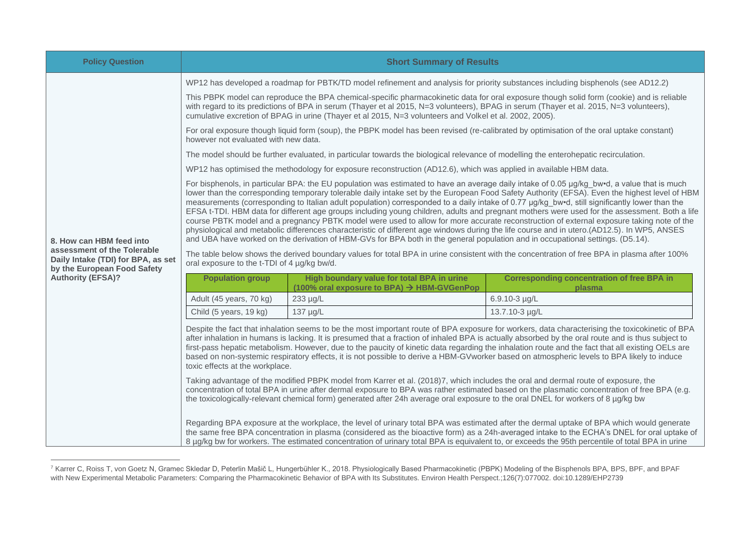| Policy Question | Short Summary of Results |
|---|---|
| **8. How can HBM feed into assessment of the Tolerable Daily Intake (TDI) for BPA, as set by the European Food Safety Authority (EFSA)?** | WP12 has developed a roadmap for PBTK/TD model refinement and analysis for priority substances including bisphenols (see AD12.2)<br><br>This PBPK model can reproduce the BPA chemical-specific pharmacokinetic data for oral exposure though solid form (cookie) and is reliable with regard to its predictions of BPA in serum (Thayer et al 2015, N=3 volunteers), BPAG in serum (Thayer et al. 2015, N=3 volunteers), cumulative excretion of BPAG in urine (Thayer et al 2015, N=3 volunteers and Volkel et al. 2002, 2005).<br><br>For oral exposure though liquid form (soup), the PBPK model has been revised (re-calibrated by optimisation of the oral uptake constant) however not evaluated with new data.<br><br>The model should be further evaluated, in particular towards the biological relevance of modelling the enterohepatic recirculation.<br><br>WP12 has optimised the methodology for exposure reconstruction (AD12.6), which was applied in available HBM data.<br><br>For bisphenols, in particular BPA: the EU population was estimated to have an average daily intake of 0.05 µg/kg_bw•d, a value that is much lower than the corresponding temporary tolerable daily intake set by the European Food Safety Authority (EFSA). Even the highest level of HBM measurements (corresponding to Italian adult population) corresponded to a daily intake of 0.77 µg/kg_bw•d, still significantly lower than the EFSA t-TDI. HBM data for different age groups including young children, adults and pregnant mothers were used for the assessment. Both a life course PBTK model and a pregnancy PBTK model were used to allow for more accurate reconstruction of external exposure taking note of the physiological and metabolic differences characteristic of different age windows during the life course and in utero.(AD12.5). In WP5, ANSES and UBA have worked on the derivation of HBM-GVs for BPA both in the general population and in occupational settings. (D5.14).<br><br>The table below shows the derived boundary values for total BPA in urine consistent with the concentration of free BPA in plasma after 100% oral exposure to the t-TDI of 4 µg/kg bw/d.<br><br>**Population group** — **High boundary value for total BPA in urine (100% oral exposure to BPA) → HBM-GVGenPop** — **Corresponding concentration of free BPA in plasma**<br>Adult (45 years, 70 kg) — 233 µg/L — 6.9.10-3 µg/L<br>Child (5 years, 19 kg) — 137 µg/L — 13.7.10-3 µg/L<br><br>Despite the fact that inhalation seems to be the most important route of BPA exposure for workers, data characterising the toxicokinetic of BPA after inhalation in humans is lacking. It is presumed that a fraction of inhaled BPA is actually absorbed by the oral route and is thus subject to first-pass hepatic metabolism. However, due to the paucity of kinetic data regarding the inhalation route and the fact that all existing OELs are based on non-systemic respiratory effects, it is not possible to derive a HBM-GVworker based on atmospheric levels to BPA likely to induce toxic effects at the workplace.<br><br>Taking advantage of the modified PBPK model from Karrer et al. (2018)[7], which includes the oral and dermal route of exposure, the concentration of total BPA in urine after dermal exposure to BPA was rather estimated based on the plasmatic concentration of free BPA (e.g. the toxicologically-relevant chemical form) generated after 24h average oral exposure to the oral DNEL for workers of 8 µg/kg bw<br><br>Regarding BPA exposure at the workplace, the level of urinary total BPA was estimated after the dermal uptake of BPA which would generate the same free BPA concentration in plasma (considered as the bioactive form) as a 24h-averaged intake to the ECHA's DNEL for oral uptake of 8 µg/kg bw for workers. The estimated concentration of urinary total BPA is equivalent to, or exceeds the 95th percentile of total BPA in urine |

[7] Karrer C, Roiss T, von Goetz N, Gramec Skledar D, Peterlin Mašič L, Hungerbühler K., 2018. Physiologically Based Pharmacokinetic (PBPK) Modeling of the Bisphenols BPA, BPS, BPF, and BPAF with New Experimental Metabolic Parameters: Comparing the Pharmacokinetic Behavior of BPA with Its Substitutes. Environ Health Perspect.;126(7):077002. doi:10.1289/EHP2739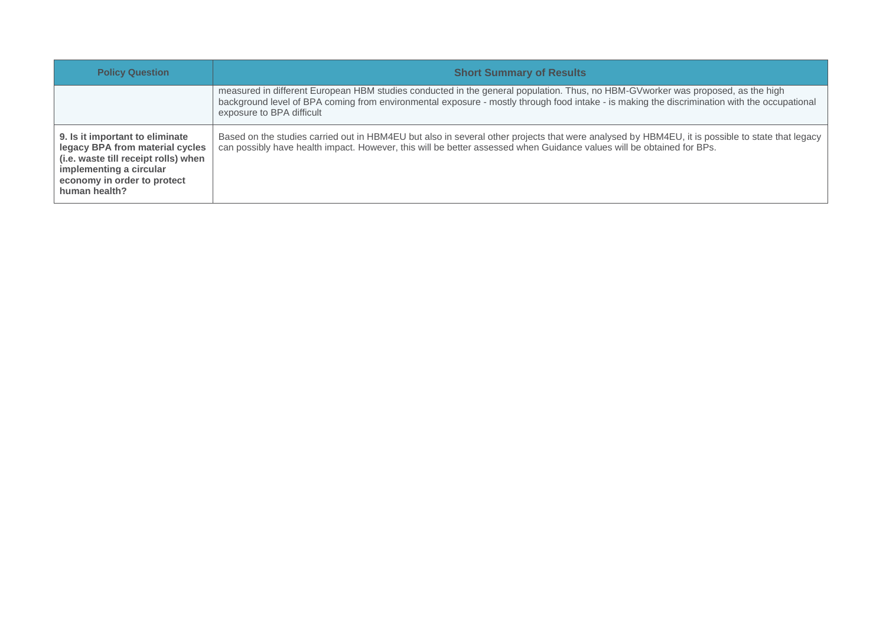| Policy Question | Short Summary of Results |
| --- | --- |
| | measured in different European HBM studies conducted in the general population. Thus, no HBM-GVworker was proposed, as the high background level of BPA coming from environmental exposure - mostly through food intake - is making the discrimination with the occupational exposure to BPA difficult |
| **9. Is it important to eliminate legacy BPA from material cycles (i.e. waste till receipt rolls) when implementing a circular economy in order to protect human health?** | Based on the studies carried out in HBM4EU but also in several other projects that were analysed by HBM4EU, it is possible to state that legacy can possibly have health impact. However, this will be better assessed when Guidance values will be obtained for BPs. |